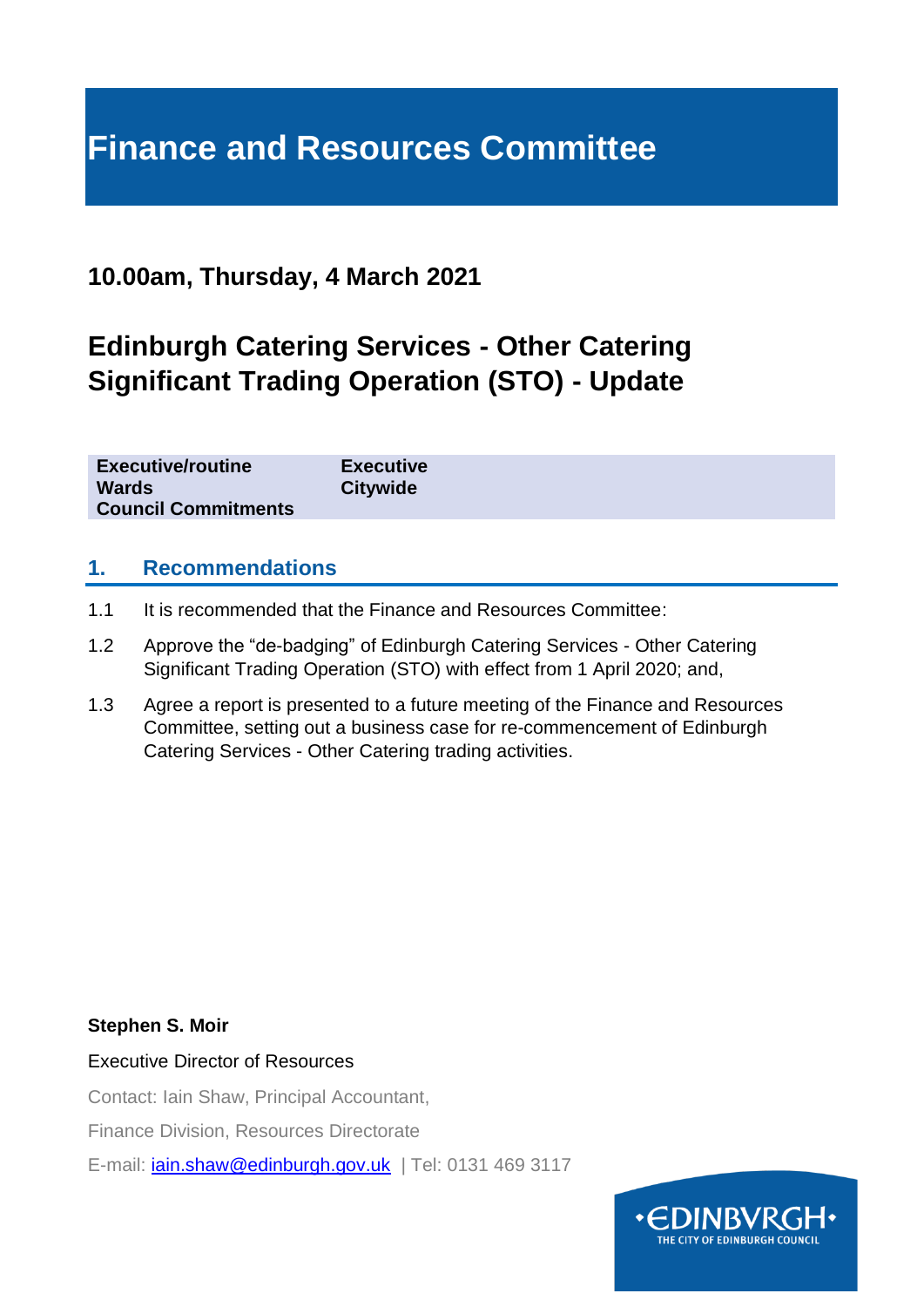# Finance and Resources Committee

## 10.00am, Thursday, 4 March 2021

## Edinburgh Catering Services - Other Catering Significant Trading Operation (STO) - Update

| | |
|---|---|
| **Executive/routine** | **Executive** |
| **Wards** | **Citywide** |
| **Council Commitments** | |

## 1. Recommendations

1.1 It is recommended that the Finance and Resources Committee:

1.2 Approve the "de-badging" of Edinburgh Catering Services - Other Catering Significant Trading Operation (STO) with effect from 1 April 2020; and,

1.3 Agree a report is presented to a future meeting of the Finance and Resources Committee, setting out a business case for re-commencement of Edinburgh Catering Services - Other Catering trading activities.

**Stephen S. Moir**

Executive Director of Resources

Contact: Iain Shaw, Principal Accountant,

Finance Division, Resources Directorate

E-mail: iain.shaw@edinburgh.gov.uk | Tel: 0131 469 3117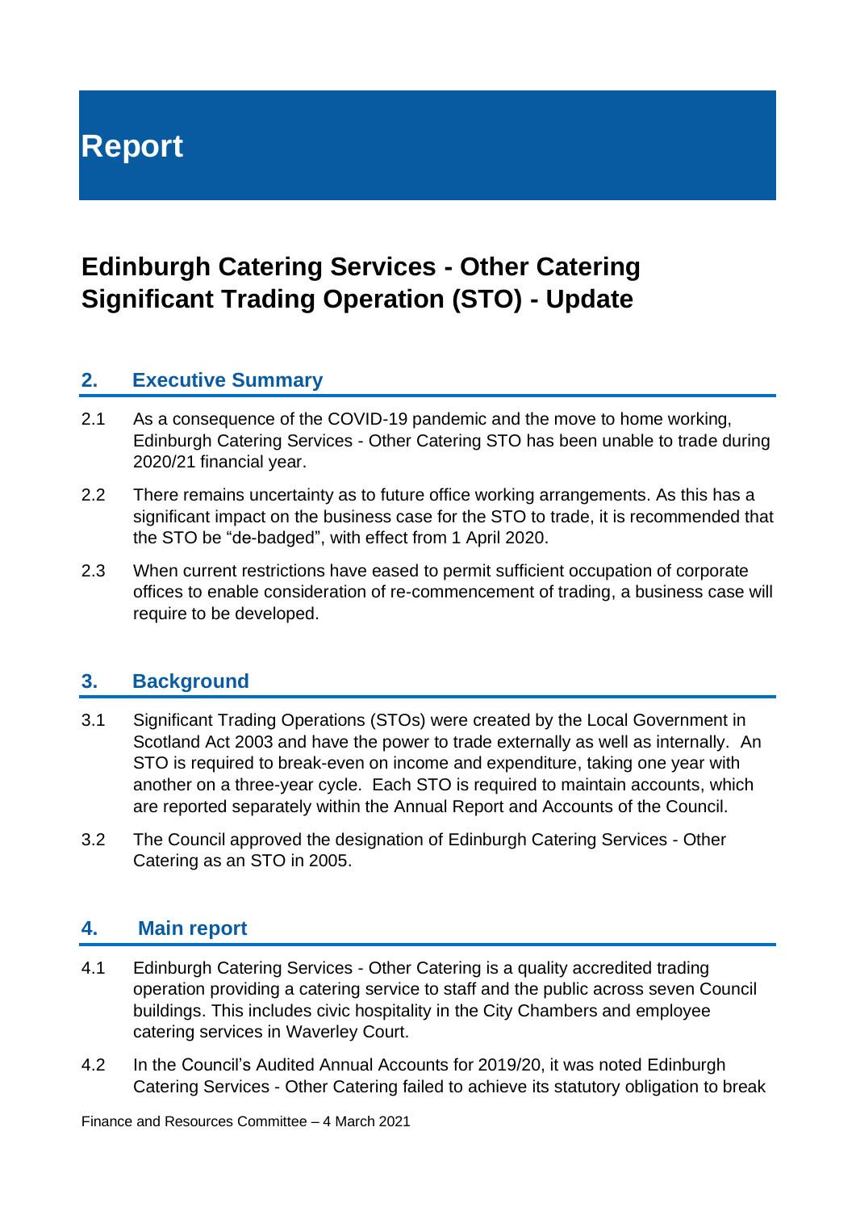# Report

## Edinburgh Catering Services - Other Catering Significant Trading Operation (STO) - Update

### 2. Executive Summary

2.1 As a consequence of the COVID-19 pandemic and the move to home working, Edinburgh Catering Services - Other Catering STO has been unable to trade during 2020/21 financial year.

2.2 There remains uncertainty as to future office working arrangements. As this has a significant impact on the business case for the STO to trade, it is recommended that the STO be "de-badged", with effect from 1 April 2020.

2.3 When current restrictions have eased to permit sufficient occupation of corporate offices to enable consideration of re-commencement of trading, a business case will require to be developed.

### 3. Background

3.1 Significant Trading Operations (STOs) were created by the Local Government in Scotland Act 2003 and have the power to trade externally as well as internally. An STO is required to break-even on income and expenditure, taking one year with another on a three-year cycle. Each STO is required to maintain accounts, which are reported separately within the Annual Report and Accounts of the Council.

3.2 The Council approved the designation of Edinburgh Catering Services - Other Catering as an STO in 2005.

### 4. Main report

4.1 Edinburgh Catering Services - Other Catering is a quality accredited trading operation providing a catering service to staff and the public across seven Council buildings. This includes civic hospitality in the City Chambers and employee catering services in Waverley Court.

4.2 In the Council's Audited Annual Accounts for 2019/20, it was noted Edinburgh Catering Services - Other Catering failed to achieve its statutory obligation to break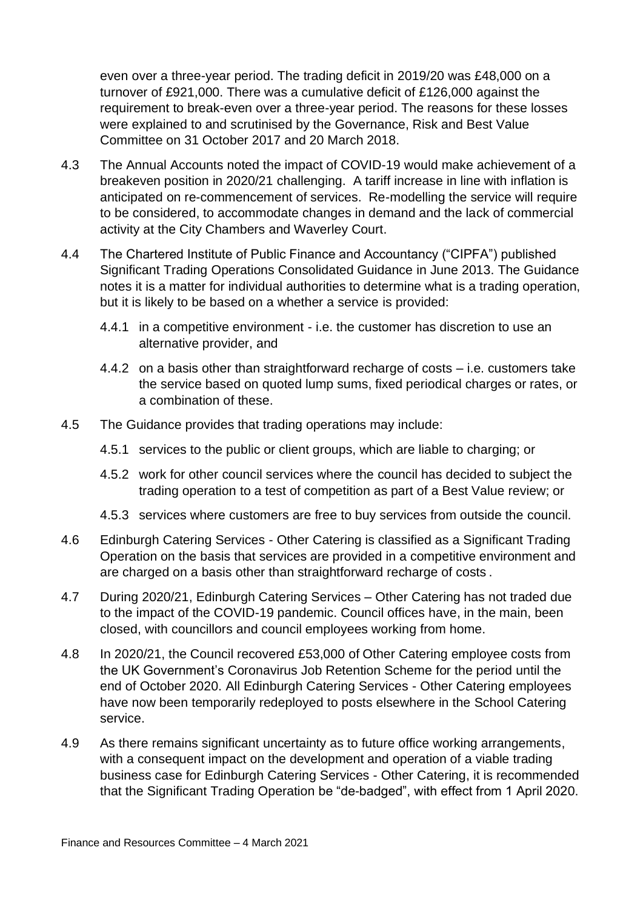even over a three-year period. The trading deficit in 2019/20 was £48,000 on a turnover of £921,000. There was a cumulative deficit of £126,000 against the requirement to break-even over a three-year period. The reasons for these losses were explained to and scrutinised by the Governance, Risk and Best Value Committee on 31 October 2017 and 20 March 2018.

4.3 The Annual Accounts noted the impact of COVID-19 would make achievement of a breakeven position in 2020/21 challenging. A tariff increase in line with inflation is anticipated on re-commencement of services. Re-modelling the service will require to be considered, to accommodate changes in demand and the lack of commercial activity at the City Chambers and Waverley Court.

4.4 The Chartered Institute of Public Finance and Accountancy ("CIPFA") published Significant Trading Operations Consolidated Guidance in June 2013. The Guidance notes it is a matter for individual authorities to determine what is a trading operation, but it is likely to be based on a whether a service is provided:

4.4.1 in a competitive environment - i.e. the customer has discretion to use an alternative provider, and

4.4.2 on a basis other than straightforward recharge of costs – i.e. customers take the service based on quoted lump sums, fixed periodical charges or rates, or a combination of these.

4.5 The Guidance provides that trading operations may include:

4.5.1 services to the public or client groups, which are liable to charging; or

4.5.2 work for other council services where the council has decided to subject the trading operation to a test of competition as part of a Best Value review; or

4.5.3 services where customers are free to buy services from outside the council.

4.6 Edinburgh Catering Services - Other Catering is classified as a Significant Trading Operation on the basis that services are provided in a competitive environment and are charged on a basis other than straightforward recharge of costs .

4.7 During 2020/21, Edinburgh Catering Services – Other Catering has not traded due to the impact of the COVID-19 pandemic. Council offices have, in the main, been closed, with councillors and council employees working from home.

4.8 In 2020/21, the Council recovered £53,000 of Other Catering employee costs from the UK Government's Coronavirus Job Retention Scheme for the period until the end of October 2020. All Edinburgh Catering Services - Other Catering employees have now been temporarily redeployed to posts elsewhere in the School Catering service.

4.9 As there remains significant uncertainty as to future office working arrangements, with a consequent impact on the development and operation of a viable trading business case for Edinburgh Catering Services - Other Catering, it is recommended that the Significant Trading Operation be "de-badged", with effect from 1 April 2020.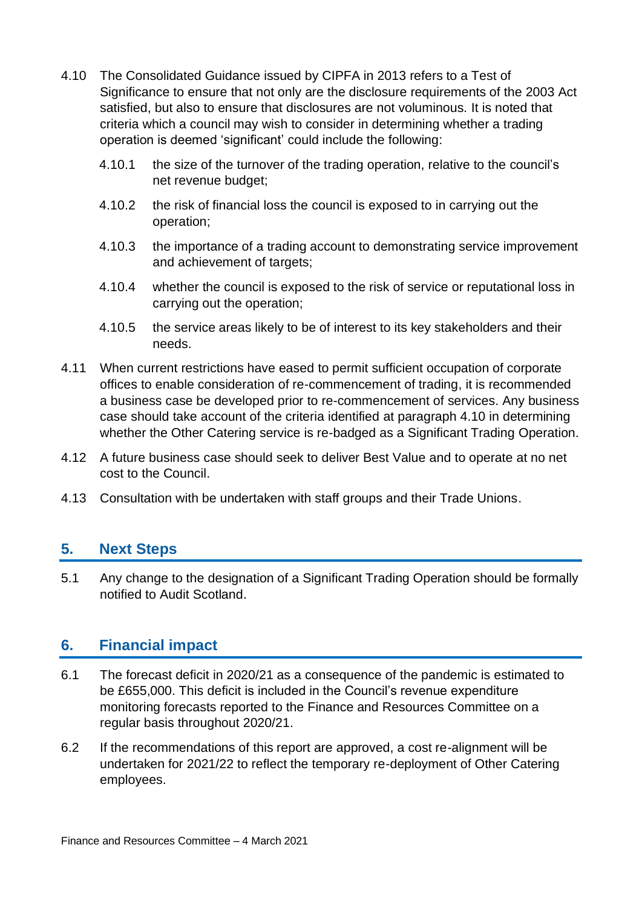4.10 The Consolidated Guidance issued by CIPFA in 2013 refers to a Test of Significance to ensure that not only are the disclosure requirements of the 2003 Act satisfied, but also to ensure that disclosures are not voluminous. It is noted that criteria which a council may wish to consider in determining whether a trading operation is deemed 'significant' could include the following:

   4.10.1 the size of the turnover of the trading operation, relative to the council's net revenue budget;

   4.10.2 the risk of financial loss the council is exposed to in carrying out the operation;

   4.10.3 the importance of a trading account to demonstrating service improvement and achievement of targets;

   4.10.4 whether the council is exposed to the risk of service or reputational loss in carrying out the operation;

   4.10.5 the service areas likely to be of interest to its key stakeholders and their needs.

4.11 When current restrictions have eased to permit sufficient occupation of corporate offices to enable consideration of re-commencement of trading, it is recommended a business case be developed prior to re-commencement of services. Any business case should take account of the criteria identified at paragraph 4.10 in determining whether the Other Catering service is re-badged as a Significant Trading Operation.

4.12 A future business case should seek to deliver Best Value and to operate at no net cost to the Council.

4.13 Consultation with be undertaken with staff groups and their Trade Unions.

## 5. Next Steps

5.1 Any change to the designation of a Significant Trading Operation should be formally notified to Audit Scotland.

## 6. Financial impact

6.1 The forecast deficit in 2020/21 as a consequence of the pandemic is estimated to be £655,000. This deficit is included in the Council's revenue expenditure monitoring forecasts reported to the Finance and Resources Committee on a regular basis throughout 2020/21.

6.2 If the recommendations of this report are approved, a cost re-alignment will be undertaken for 2021/22 to reflect the temporary re-deployment of Other Catering employees.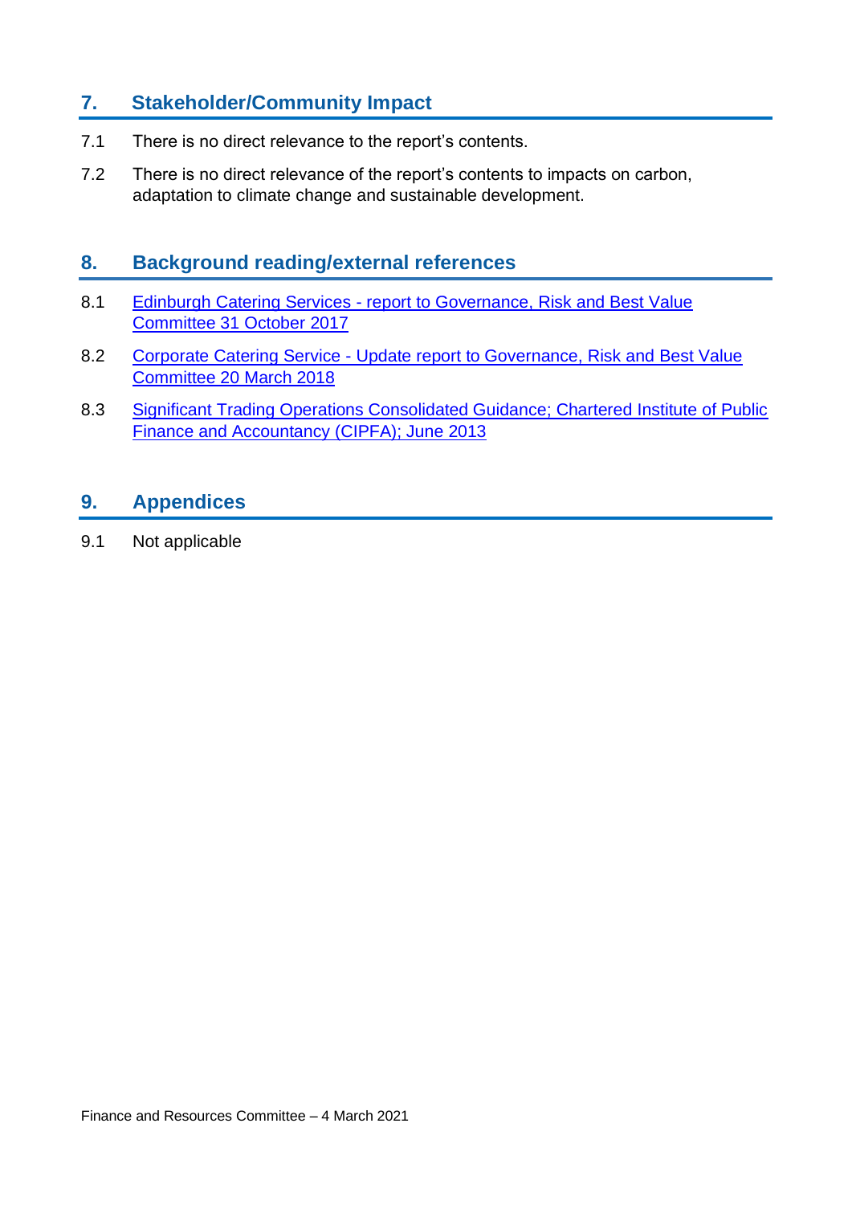## 7. Stakeholder/Community Impact

7.1 There is no direct relevance to the report's contents.

7.2 There is no direct relevance of the report's contents to impacts on carbon, adaptation to climate change and sustainable development.

## 8. Background reading/external references

8.1 Edinburgh Catering Services - report to Governance, Risk and Best Value Committee 31 October 2017

8.2 Corporate Catering Service - Update report to Governance, Risk and Best Value Committee 20 March 2018

8.3 Significant Trading Operations Consolidated Guidance; Chartered Institute of Public Finance and Accountancy (CIPFA); June 2013

## 9. Appendices

9.1 Not applicable